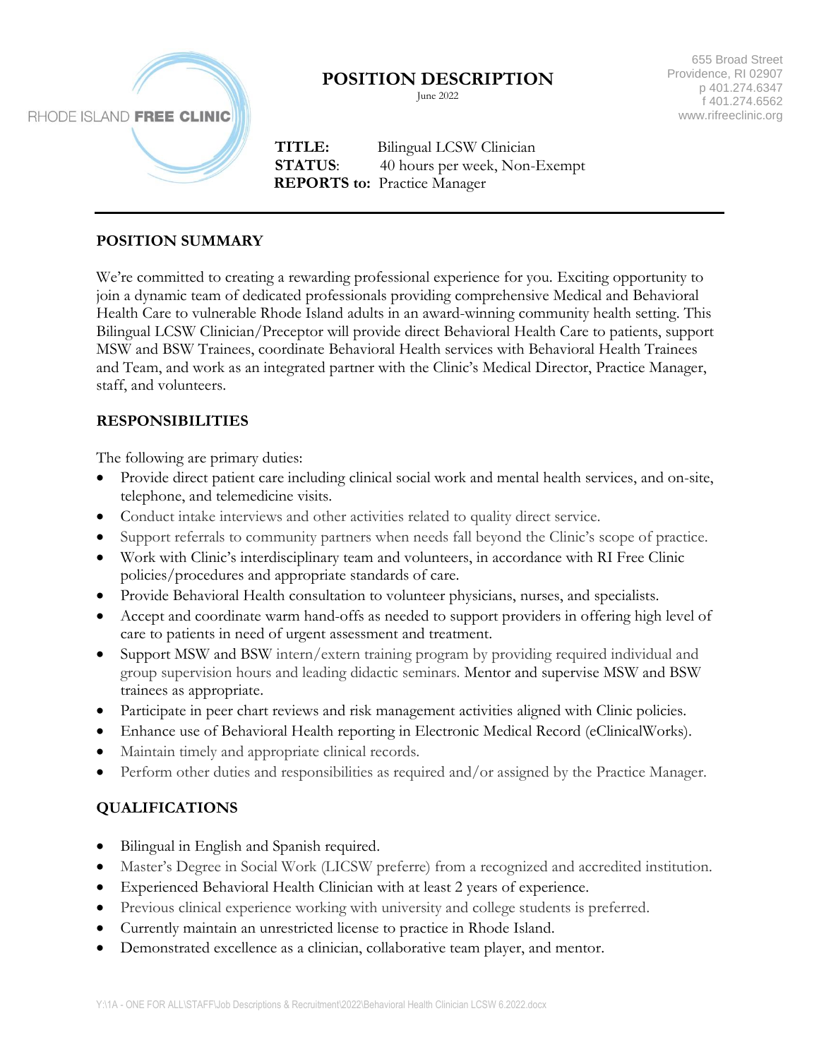RHODE ISLAND **FREE CLINIC**

# POSITION DESCRIPTION

June 2022

655 Broad Street
Providence, RI 02907
p 401.274.6347
f 401.274.6562
www.rifreeclinic.org

**TITLE:** Bilingual LCSW Clinician
**STATUS**: 40 hours per week, Non-Exempt
**REPORTS to:** Practice Manager

---

## POSITION SUMMARY

We're committed to creating a rewarding professional experience for you. Exciting opportunity to join a dynamic team of dedicated professionals providing comprehensive Medical and Behavioral Health Care to vulnerable Rhode Island adults in an award-winning community health setting. This Bilingual LCSW Clinician/Preceptor will provide direct Behavioral Health Care to patients, support MSW and BSW Trainees, coordinate Behavioral Health services with Behavioral Health Trainees and Team, and work as an integrated partner with the Clinic's Medical Director, Practice Manager, staff, and volunteers.

## RESPONSIBILITIES

The following are primary duties:

- Provide direct patient care including clinical social work and mental health services, and on-site, telephone, and telemedicine visits.
- Conduct intake interviews and other activities related to quality direct service.
- Support referrals to community partners when needs fall beyond the Clinic's scope of practice.
- Work with Clinic's interdisciplinary team and volunteers, in accordance with RI Free Clinic policies/procedures and appropriate standards of care.
- Provide Behavioral Health consultation to volunteer physicians, nurses, and specialists.
- Accept and coordinate warm hand-offs as needed to support providers in offering high level of care to patients in need of urgent assessment and treatment.
- Support MSW and BSW intern/extern training program by providing required individual and group supervision hours and leading didactic seminars. Mentor and supervise MSW and BSW trainees as appropriate.
- Participate in peer chart reviews and risk management activities aligned with Clinic policies.
- Enhance use of Behavioral Health reporting in Electronic Medical Record (eClinicalWorks).
- Maintain timely and appropriate clinical records.
- Perform other duties and responsibilities as required and/or assigned by the Practice Manager.

## QUALIFICATIONS

- Bilingual in English and Spanish required.
- Master's Degree in Social Work (LICSW preferre) from a recognized and accredited institution.
- Experienced Behavioral Health Clinician with at least 2 years of experience.
- Previous clinical experience working with university and college students is preferred.
- Currently maintain an unrestricted license to practice in Rhode Island.
- Demonstrated excellence as a clinician, collaborative team player, and mentor.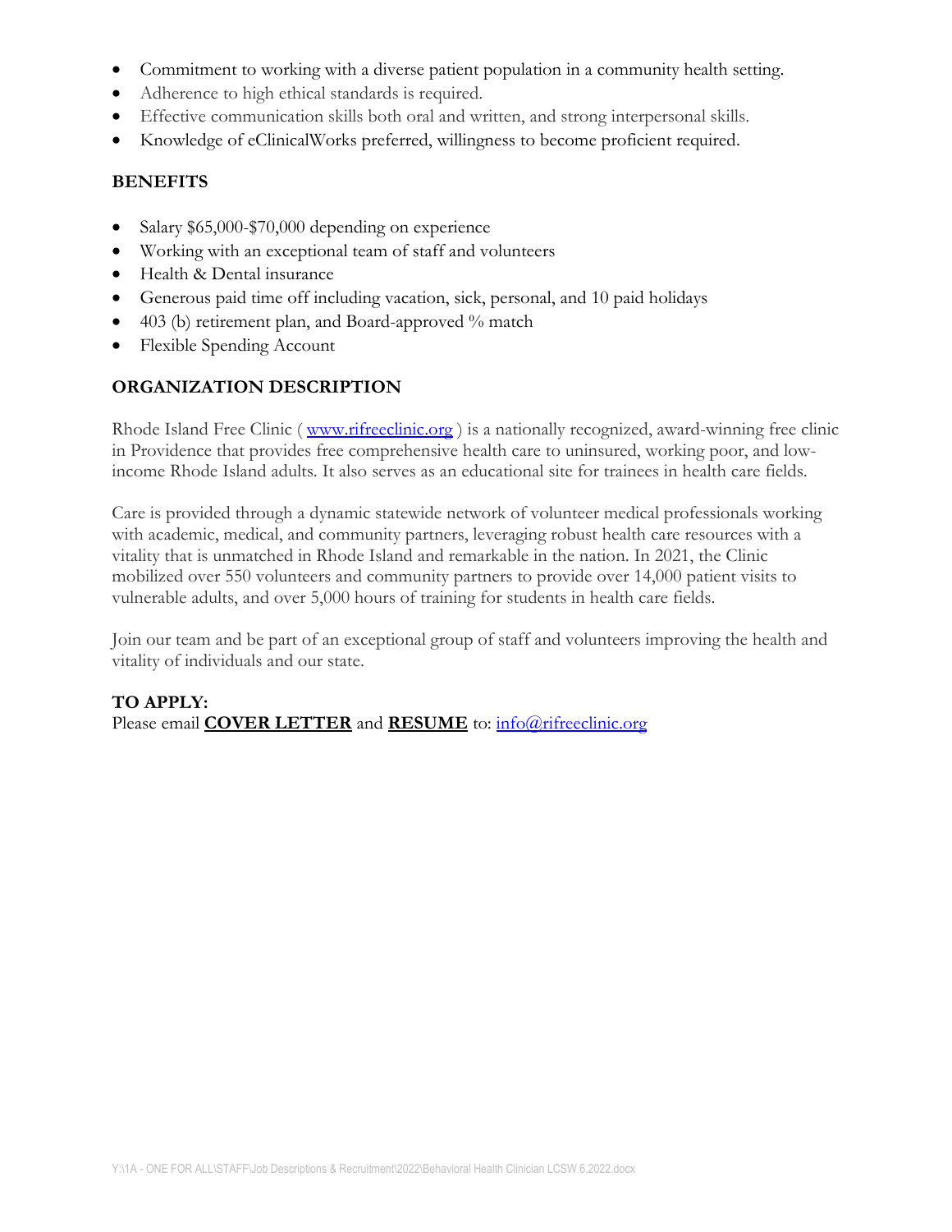- Commitment to working with a diverse patient population in a community health setting.
- Adherence to high ethical standards is required.
- Effective communication skills both oral and written, and strong interpersonal skills.
- Knowledge of eClinicalWorks preferred, willingness to become proficient required.

**BENEFITS**

- Salary $65,000-$70,000 depending on experience
- Working with an exceptional team of staff and volunteers
- Health & Dental insurance
- Generous paid time off including vacation, sick, personal, and 10 paid holidays
- 403 (b) retirement plan, and Board-approved % match
- Flexible Spending Account

**ORGANIZATION DESCRIPTION**

Rhode Island Free Clinic ( [www.rifreeclinic.org](http://www.rifreeclinic.org) ) is a nationally recognized, award-winning free clinic in Providence that provides free comprehensive health care to uninsured, working poor, and low-income Rhode Island adults. It also serves as an educational site for trainees in health care fields.

Care is provided through a dynamic statewide network of volunteer medical professionals working with academic, medical, and community partners, leveraging robust health care resources with a vitality that is unmatched in Rhode Island and remarkable in the nation. In 2021, the Clinic mobilized over 550 volunteers and community partners to provide over 14,000 patient visits to vulnerable adults, and over 5,000 hours of training for students in health care fields.

Join our team and be part of an exceptional group of staff and volunteers improving the health and vitality of individuals and our state.

**TO APPLY:**
Please email **COVER LETTER** and **RESUME** to: [info@rifreeclinic.org](mailto:info@rifreeclinic.org)